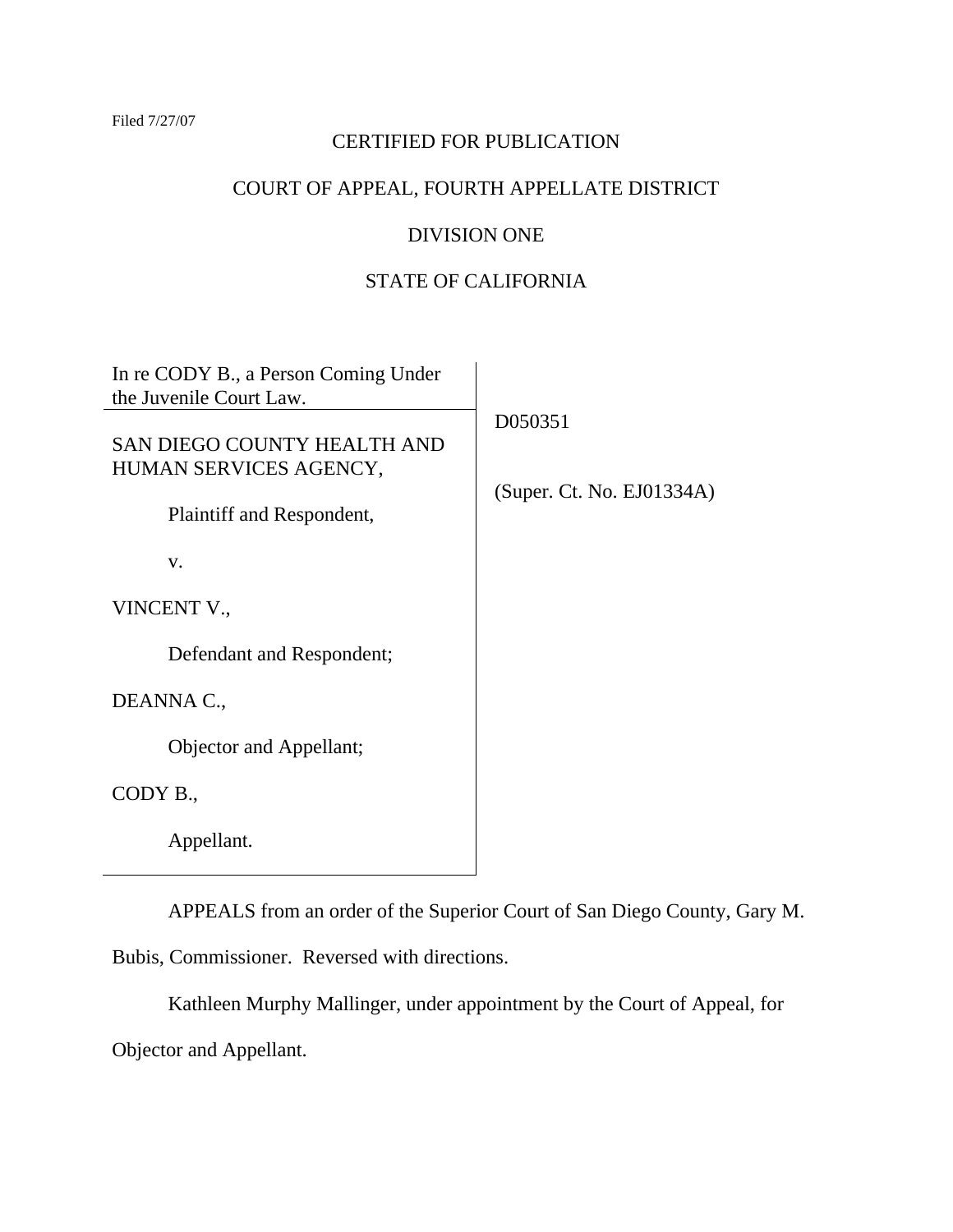Filed 7/27/07

CERTIFIED FOR PUBLICATION

COURT OF APPEAL, FOURTH APPELLATE DISTRICT

DIVISION ONE

STATE OF CALIFORNIA

| | |
|---|---|
| In re CODY B., a Person Coming Under the Juvenile Court Law. | |
| SAN DIEGO COUNTY HEALTH AND HUMAN SERVICES AGENCY,<br><br>Plaintiff and Respondent,<br><br>v.<br><br>VINCENT V.,<br><br>Defendant and Respondent;<br><br>DEANNA C.,<br><br>Objector and Appellant;<br><br>CODY B.,<br><br>Appellant. | D050351<br><br>(Super. Ct. No. EJ01334A) |

APPEALS from an order of the Superior Court of San Diego County, Gary M. Bubis, Commissioner. Reversed with directions.

Kathleen Murphy Mallinger, under appointment by the Court of Appeal, for Objector and Appellant.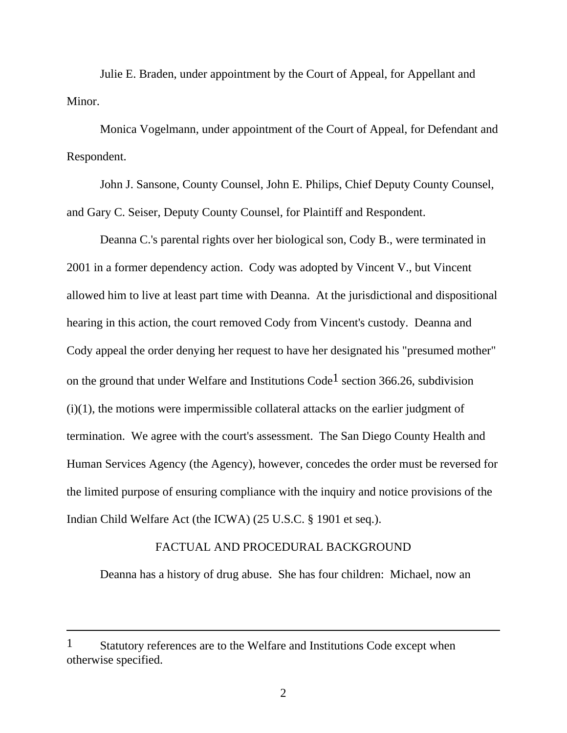Julie E. Braden, under appointment by the Court of Appeal, for Appellant and Minor.

Monica Vogelmann, under appointment of the Court of Appeal, for Defendant and Respondent.

John J. Sansone, County Counsel, John E. Philips, Chief Deputy County Counsel, and Gary C. Seiser, Deputy County Counsel, for Plaintiff and Respondent.

Deanna C.'s parental rights over her biological son, Cody B., were terminated in 2001 in a former dependency action. Cody was adopted by Vincent V., but Vincent allowed him to live at least part time with Deanna. At the jurisdictional and dispositional hearing in this action, the court removed Cody from Vincent's custody. Deanna and Cody appeal the order denying her request to have her designated his "presumed mother" on the ground that under Welfare and Institutions Code[1] section 366.26, subdivision (i)(1), the motions were impermissible collateral attacks on the earlier judgment of termination. We agree with the court's assessment. The San Diego County Health and Human Services Agency (the Agency), however, concedes the order must be reversed for the limited purpose of ensuring compliance with the inquiry and notice provisions of the Indian Child Welfare Act (the ICWA) (25 U.S.C. § 1901 et seq.).

## FACTUAL AND PROCEDURAL BACKGROUND

Deanna has a history of drug abuse. She has four children: Michael, now an

---

[1] Statutory references are to the Welfare and Institutions Code except when otherwise specified.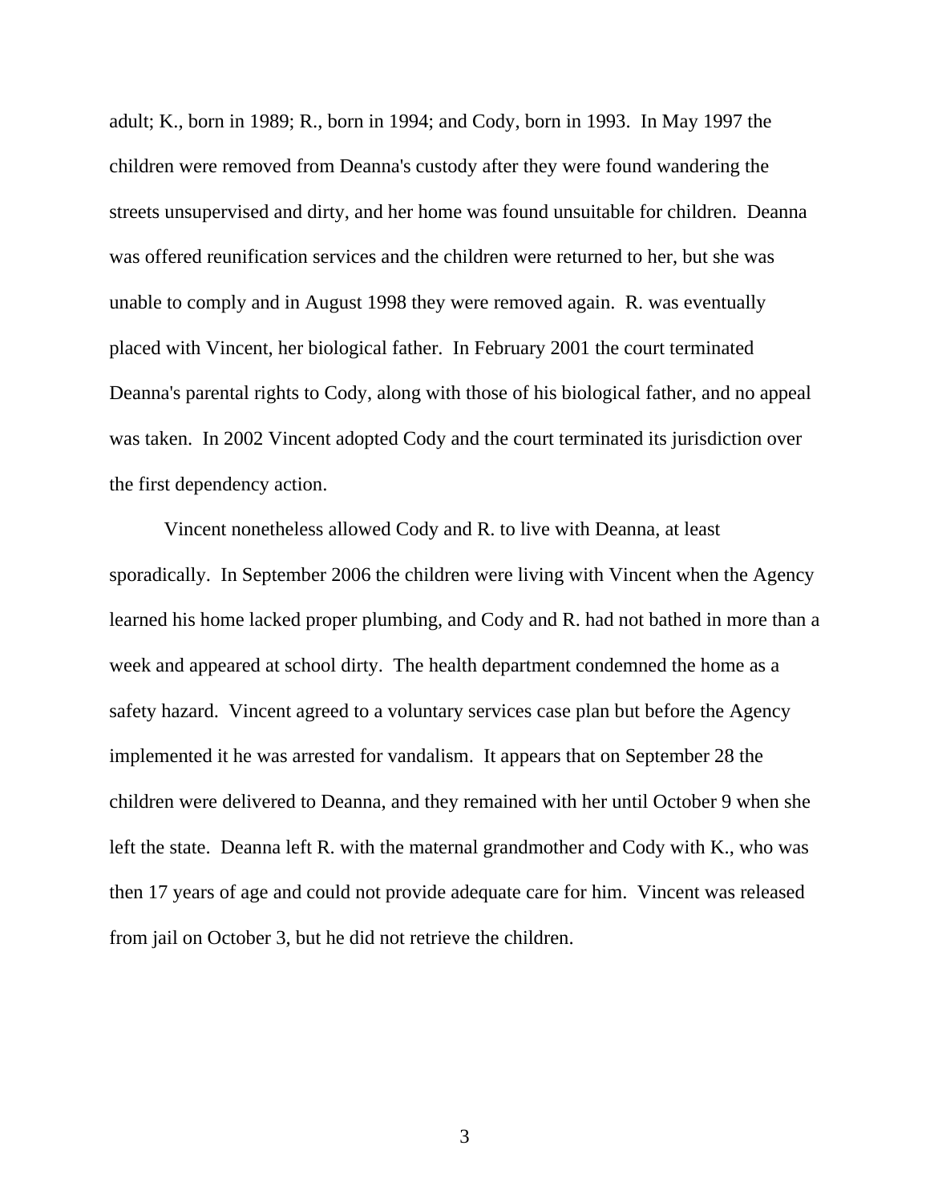adult; K., born in 1989; R., born in 1994; and Cody, born in 1993. In May 1997 the children were removed from Deanna's custody after they were found wandering the streets unsupervised and dirty, and her home was found unsuitable for children. Deanna was offered reunification services and the children were returned to her, but she was unable to comply and in August 1998 they were removed again. R. was eventually placed with Vincent, her biological father. In February 2001 the court terminated Deanna's parental rights to Cody, along with those of his biological father, and no appeal was taken. In 2002 Vincent adopted Cody and the court terminated its jurisdiction over the first dependency action.

Vincent nonetheless allowed Cody and R. to live with Deanna, at least sporadically. In September 2006 the children were living with Vincent when the Agency learned his home lacked proper plumbing, and Cody and R. had not bathed in more than a week and appeared at school dirty. The health department condemned the home as a safety hazard. Vincent agreed to a voluntary services case plan but before the Agency implemented it he was arrested for vandalism. It appears that on September 28 the children were delivered to Deanna, and they remained with her until October 9 when she left the state. Deanna left R. with the maternal grandmother and Cody with K., who was then 17 years of age and could not provide adequate care for him. Vincent was released from jail on October 3, but he did not retrieve the children.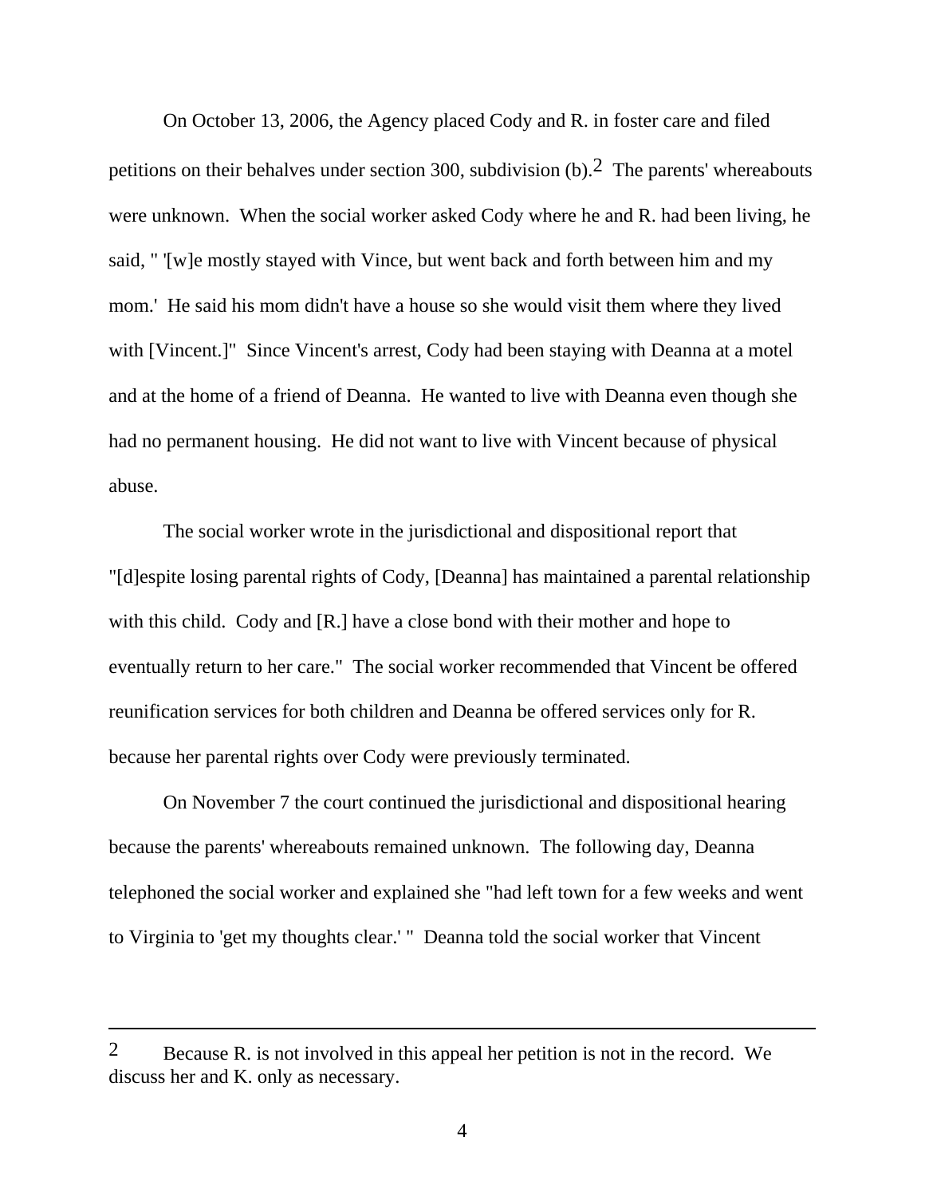On October 13, 2006, the Agency placed Cody and R. in foster care and filed petitions on their behalves under section 300, subdivision (b).[2] The parents' whereabouts were unknown. When the social worker asked Cody where he and R. had been living, he said, " '[w]e mostly stayed with Vince, but went back and forth between him and my mom.' He said his mom didn't have a house so she would visit them where they lived with [Vincent.]" Since Vincent's arrest, Cody had been staying with Deanna at a motel and at the home of a friend of Deanna. He wanted to live with Deanna even though she had no permanent housing. He did not want to live with Vincent because of physical abuse.

The social worker wrote in the jurisdictional and dispositional report that "[d]espite losing parental rights of Cody, [Deanna] has maintained a parental relationship with this child. Cody and [R.] have a close bond with their mother and hope to eventually return to her care." The social worker recommended that Vincent be offered reunification services for both children and Deanna be offered services only for R. because her parental rights over Cody were previously terminated.

On November 7 the court continued the jurisdictional and dispositional hearing because the parents' whereabouts remained unknown. The following day, Deanna telephoned the social worker and explained she "had left town for a few weeks and went to Virginia to 'get my thoughts clear.' " Deanna told the social worker that Vincent

---

[2] Because R. is not involved in this appeal her petition is not in the record. We discuss her and K. only as necessary.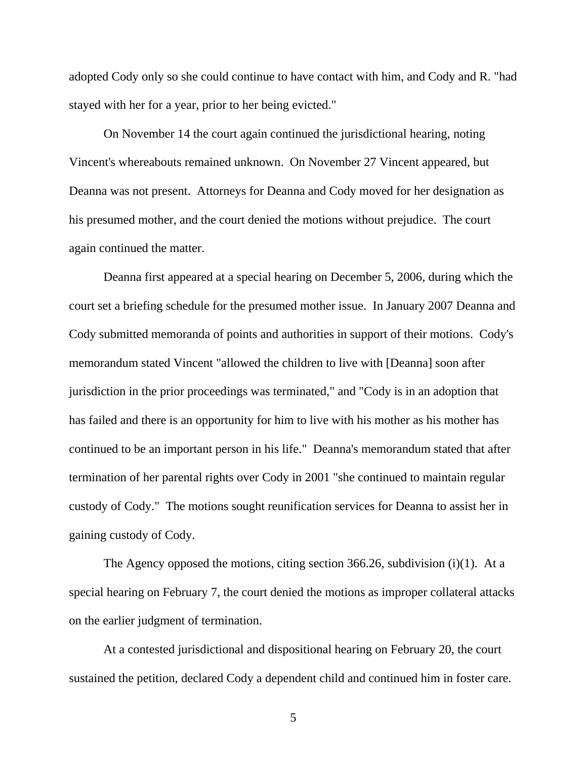adopted Cody only so she could continue to have contact with him, and Cody and R. "had stayed with her for a year, prior to her being evicted."

On November 14 the court again continued the jurisdictional hearing, noting Vincent's whereabouts remained unknown. On November 27 Vincent appeared, but Deanna was not present. Attorneys for Deanna and Cody moved for her designation as his presumed mother, and the court denied the motions without prejudice. The court again continued the matter.

Deanna first appeared at a special hearing on December 5, 2006, during which the court set a briefing schedule for the presumed mother issue. In January 2007 Deanna and Cody submitted memoranda of points and authorities in support of their motions. Cody's memorandum stated Vincent "allowed the children to live with [Deanna] soon after jurisdiction in the prior proceedings was terminated," and "Cody is in an adoption that has failed and there is an opportunity for him to live with his mother as his mother has continued to be an important person in his life." Deanna's memorandum stated that after termination of her parental rights over Cody in 2001 "she continued to maintain regular custody of Cody." The motions sought reunification services for Deanna to assist her in gaining custody of Cody.

The Agency opposed the motions, citing section 366.26, subdivision (i)(1). At a special hearing on February 7, the court denied the motions as improper collateral attacks on the earlier judgment of termination.

At a contested jurisdictional and dispositional hearing on February 20, the court sustained the petition, declared Cody a dependent child and continued him in foster care.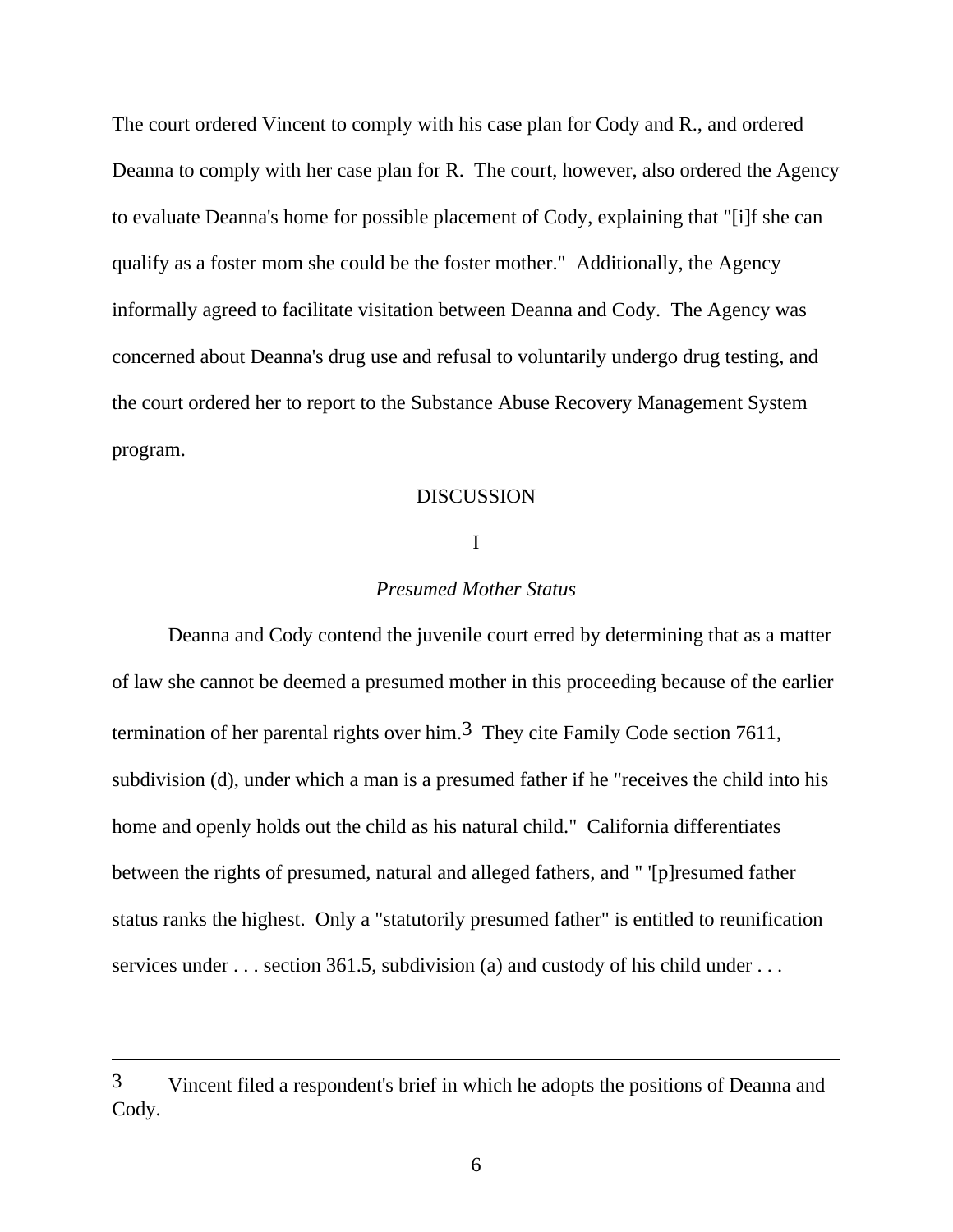The court ordered Vincent to comply with his case plan for Cody and R., and ordered Deanna to comply with her case plan for R. The court, however, also ordered the Agency to evaluate Deanna's home for possible placement of Cody, explaining that "[i]f she can qualify as a foster mom she could be the foster mother." Additionally, the Agency informally agreed to facilitate visitation between Deanna and Cody. The Agency was concerned about Deanna's drug use and refusal to voluntarily undergo drug testing, and the court ordered her to report to the Substance Abuse Recovery Management System program.

## DISCUSSION

### I

### *Presumed Mother Status*

Deanna and Cody contend the juvenile court erred by determining that as a matter of law she cannot be deemed a presumed mother in this proceeding because of the earlier termination of her parental rights over him.[3] They cite Family Code section 7611, subdivision (d), under which a man is a presumed father if he "receives the child into his home and openly holds out the child as his natural child." California differentiates between the rights of presumed, natural and alleged fathers, and " '[p]resumed father status ranks the highest. Only a "statutorily presumed father" is entitled to reunification services under . . . section 361.5, subdivision (a) and custody of his child under . . .

---

[3] Vincent filed a respondent's brief in which he adopts the positions of Deanna and Cody.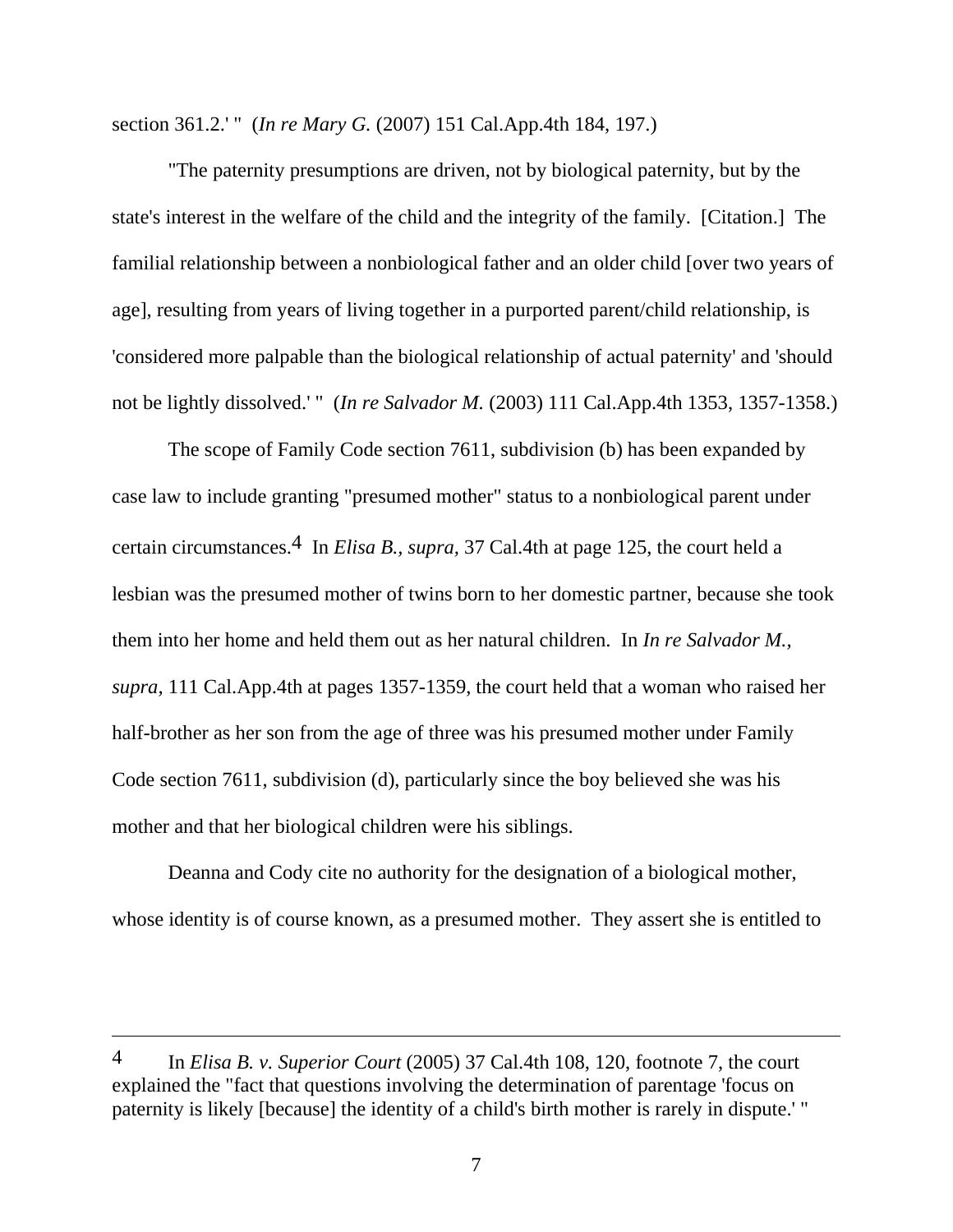section 361.2.' " (*In re Mary G.* (2007) 151 Cal.App.4th 184, 197.)

"The paternity presumptions are driven, not by biological paternity, but by the state's interest in the welfare of the child and the integrity of the family. [Citation.] The familial relationship between a nonbiological father and an older child [over two years of age], resulting from years of living together in a purported parent/child relationship, is 'considered more palpable than the biological relationship of actual paternity' and 'should not be lightly dissolved.' " (*In re Salvador M.* (2003) 111 Cal.App.4th 1353, 1357-1358.)

The scope of Family Code section 7611, subdivision (b) has been expanded by case law to include granting "presumed mother" status to a nonbiological parent under certain circumstances.[4] In *Elisa B., supra,* 37 Cal.4th at page 125, the court held a lesbian was the presumed mother of twins born to her domestic partner, because she took them into her home and held them out as her natural children. In *In re Salvador M., supra,* 111 Cal.App.4th at pages 1357-1359, the court held that a woman who raised her half-brother as her son from the age of three was his presumed mother under Family Code section 7611, subdivision (d), particularly since the boy believed she was his mother and that her biological children were his siblings.

Deanna and Cody cite no authority for the designation of a biological mother, whose identity is of course known, as a presumed mother. They assert she is entitled to

---

[4] In *Elisa B. v. Superior Court* (2005) 37 Cal.4th 108, 120, footnote 7, the court explained the "fact that questions involving the determination of parentage 'focus on paternity is likely [because] the identity of a child's birth mother is rarely in dispute.' "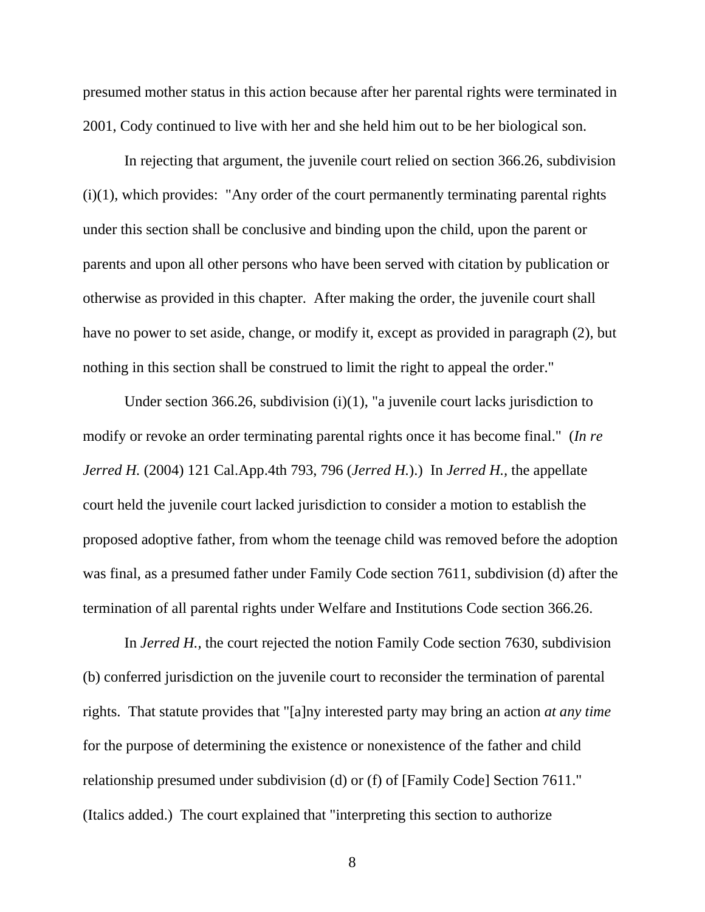presumed mother status in this action because after her parental rights were terminated in 2001, Cody continued to live with her and she held him out to be her biological son.

In rejecting that argument, the juvenile court relied on section 366.26, subdivision (i)(1), which provides: "Any order of the court permanently terminating parental rights under this section shall be conclusive and binding upon the child, upon the parent or parents and upon all other persons who have been served with citation by publication or otherwise as provided in this chapter. After making the order, the juvenile court shall have no power to set aside, change, or modify it, except as provided in paragraph (2), but nothing in this section shall be construed to limit the right to appeal the order."

Under section 366.26, subdivision (i)(1), "a juvenile court lacks jurisdiction to modify or revoke an order terminating parental rights once it has become final." (*In re Jerred H.* (2004) 121 Cal.App.4th 793, 796 (*Jerred H.*).) In *Jerred H.,* the appellate court held the juvenile court lacked jurisdiction to consider a motion to establish the proposed adoptive father, from whom the teenage child was removed before the adoption was final, as a presumed father under Family Code section 7611, subdivision (d) after the termination of all parental rights under Welfare and Institutions Code section 366.26.

In *Jerred H.,* the court rejected the notion Family Code section 7630, subdivision (b) conferred jurisdiction on the juvenile court to reconsider the termination of parental rights. That statute provides that "[a]ny interested party may bring an action *at any time* for the purpose of determining the existence or nonexistence of the father and child relationship presumed under subdivision (d) or (f) of [Family Code] Section 7611." (Italics added.) The court explained that "interpreting this section to authorize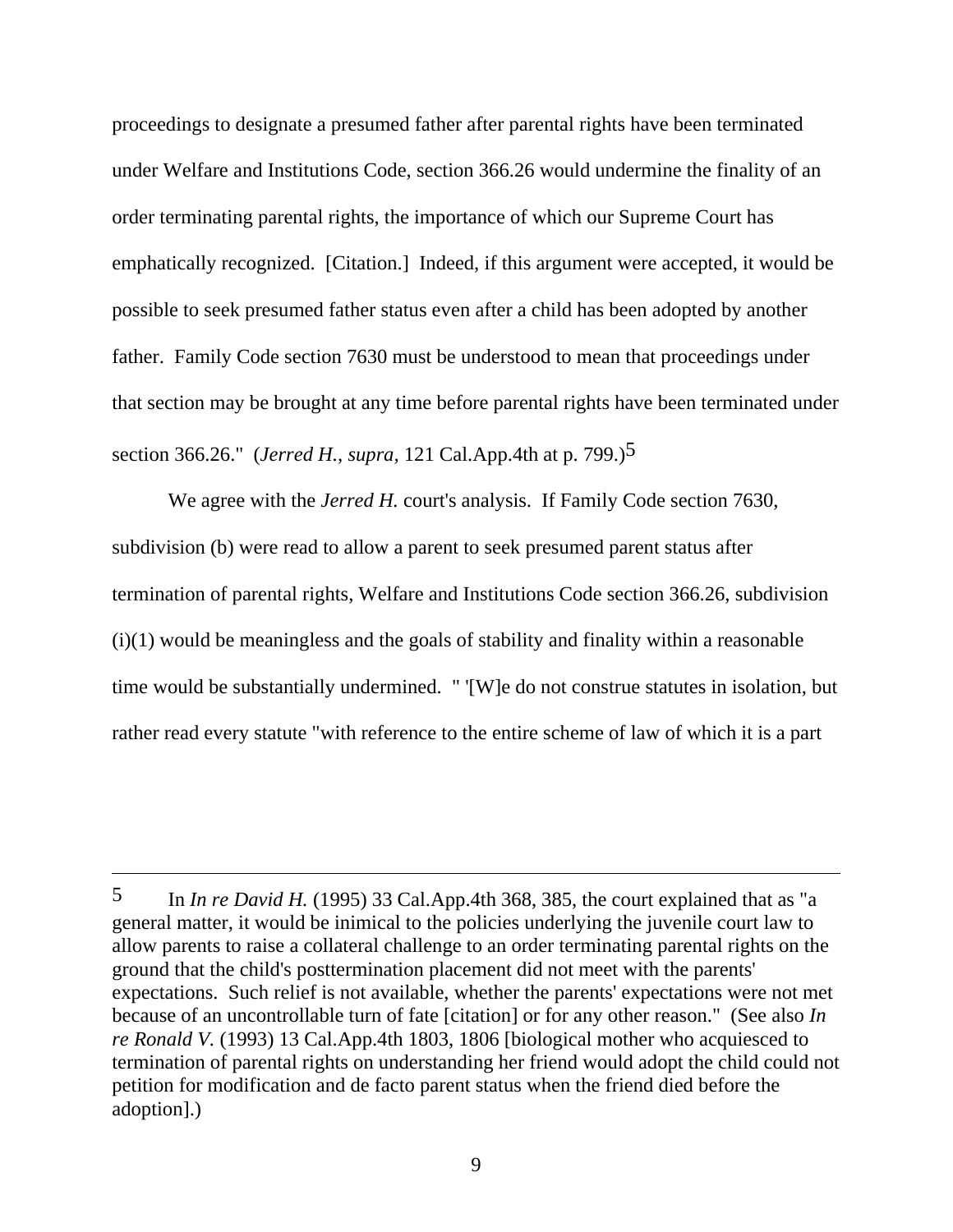proceedings to designate a presumed father after parental rights have been terminated under Welfare and Institutions Code, section 366.26 would undermine the finality of an order terminating parental rights, the importance of which our Supreme Court has emphatically recognized. [Citation.] Indeed, if this argument were accepted, it would be possible to seek presumed father status even after a child has been adopted by another father. Family Code section 7630 must be understood to mean that proceedings under that section may be brought at any time before parental rights have been terminated under section 366.26." (*Jerred H., supra,* 121 Cal.App.4th at p. 799.)[5]

We agree with the *Jerred H.* court's analysis. If Family Code section 7630, subdivision (b) were read to allow a parent to seek presumed parent status after termination of parental rights, Welfare and Institutions Code section 366.26, subdivision (i)(1) would be meaningless and the goals of stability and finality within a reasonable time would be substantially undermined. " '[W]e do not construe statutes in isolation, but rather read every statute "with reference to the entire scheme of law of which it is a part

---

[5] In *In re David H.* (1995) 33 Cal.App.4th 368, 385, the court explained that as "a general matter, it would be inimical to the policies underlying the juvenile court law to allow parents to raise a collateral challenge to an order terminating parental rights on the ground that the child's posttermination placement did not meet with the parents' expectations. Such relief is not available, whether the parents' expectations were not met because of an uncontrollable turn of fate [citation] or for any other reason." (See also *In re Ronald V.* (1993) 13 Cal.App.4th 1803, 1806 [biological mother who acquiesced to termination of parental rights on understanding her friend would adopt the child could not petition for modification and de facto parent status when the friend died before the adoption].)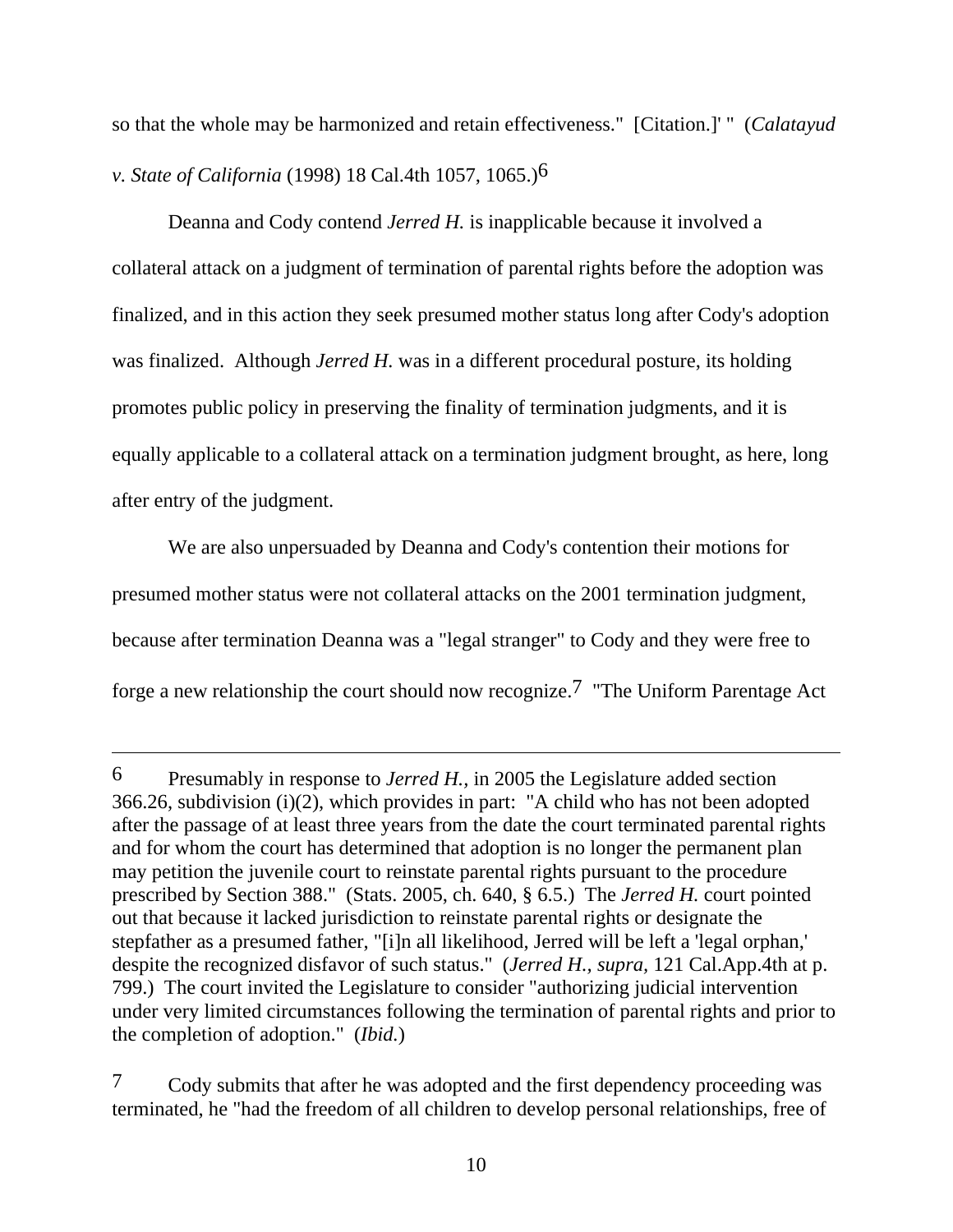so that the whole may be harmonized and retain effectiveness." [Citation.]' " (*Calatayud v. State of California* (1998) 18 Cal.4th 1057, 1065.)[6]

Deanna and Cody contend *Jerred H.* is inapplicable because it involved a collateral attack on a judgment of termination of parental rights before the adoption was finalized, and in this action they seek presumed mother status long after Cody's adoption was finalized. Although *Jerred H.* was in a different procedural posture, its holding promotes public policy in preserving the finality of termination judgments, and it is equally applicable to a collateral attack on a termination judgment brought, as here, long after entry of the judgment.

We are also unpersuaded by Deanna and Cody's contention their motions for presumed mother status were not collateral attacks on the 2001 termination judgment, because after termination Deanna was a "legal stranger" to Cody and they were free to forge a new relationship the court should now recognize.[7] "The Uniform Parentage Act

---

[6] Presumably in response to *Jerred H.*, in 2005 the Legislature added section 366.26, subdivision (i)(2), which provides in part: "A child who has not been adopted after the passage of at least three years from the date the court terminated parental rights and for whom the court has determined that adoption is no longer the permanent plan may petition the juvenile court to reinstate parental rights pursuant to the procedure prescribed by Section 388." (Stats. 2005, ch. 640, § 6.5.) The *Jerred H.* court pointed out that because it lacked jurisdiction to reinstate parental rights or designate the stepfather as a presumed father, "[i]n all likelihood, Jerred will be left a 'legal orphan,' despite the recognized disfavor of such status." (*Jerred H.*, *supra*, 121 Cal.App.4th at p. 799.) The court invited the Legislature to consider "authorizing judicial intervention under very limited circumstances following the termination of parental rights and prior to the completion of adoption." (*Ibid.*)

[7] Cody submits that after he was adopted and the first dependency proceeding was terminated, he "had the freedom of all children to develop personal relationships, free of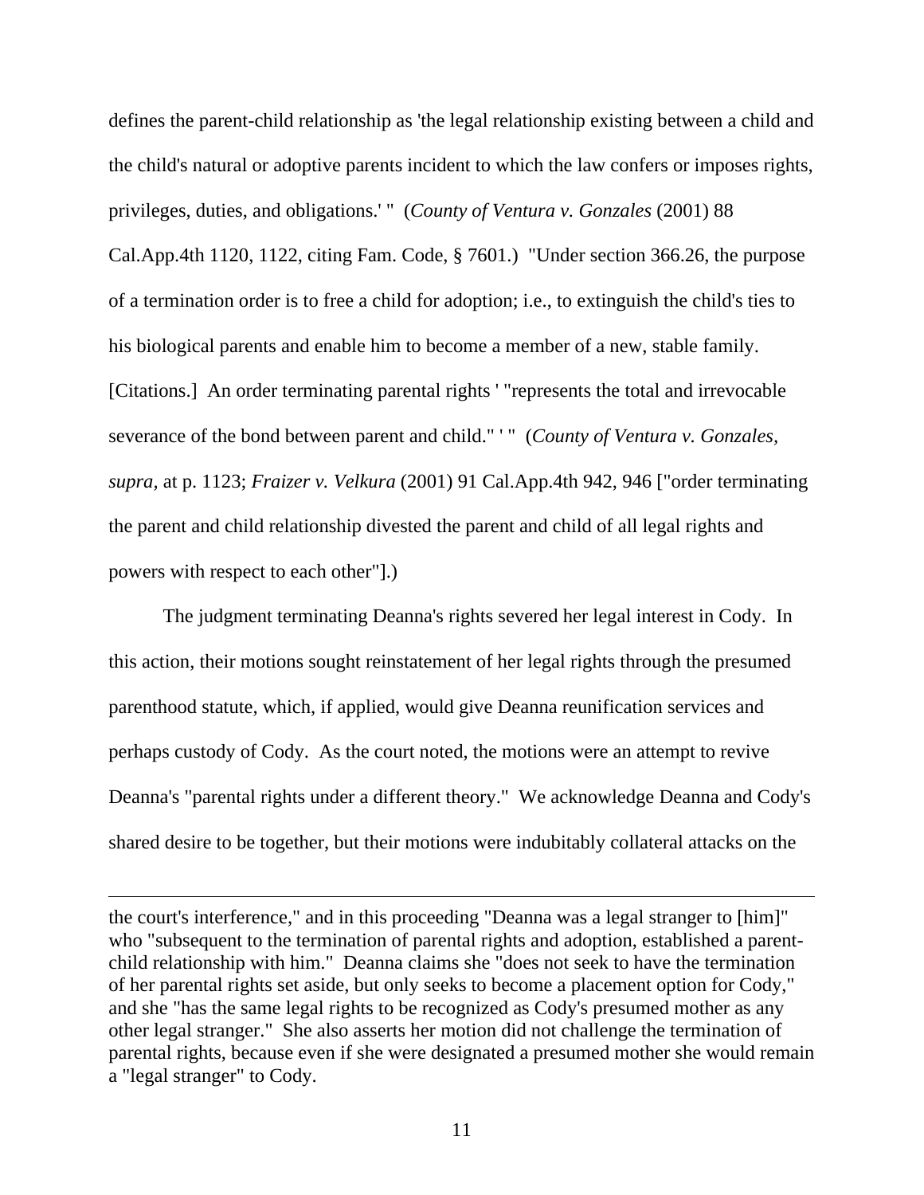defines the parent-child relationship as 'the legal relationship existing between a child and the child's natural or adoptive parents incident to which the law confers or imposes rights, privileges, duties, and obligations.' " (*County of Ventura v. Gonzales* (2001) 88 Cal.App.4th 1120, 1122, citing Fam. Code, § 7601.) "Under section 366.26, the purpose of a termination order is to free a child for adoption; i.e., to extinguish the child's ties to his biological parents and enable him to become a member of a new, stable family. [Citations.] An order terminating parental rights ' "represents the total and irrevocable severance of the bond between parent and child." ' " (*County of Ventura v. Gonzales, supra,* at p. 1123; *Fraizer v. Velkura* (2001) 91 Cal.App.4th 942, 946 ["order terminating the parent and child relationship divested the parent and child of all legal rights and powers with respect to each other"].)

The judgment terminating Deanna's rights severed her legal interest in Cody. In this action, their motions sought reinstatement of her legal rights through the presumed parenthood statute, which, if applied, would give Deanna reunification services and perhaps custody of Cody. As the court noted, the motions were an attempt to revive Deanna's "parental rights under a different theory." We acknowledge Deanna and Cody's shared desire to be together, but their motions were indubitably collateral attacks on the

---

the court's interference," and in this proceeding "Deanna was a legal stranger to [him]" who "subsequent to the termination of parental rights and adoption, established a parent-child relationship with him." Deanna claims she "does not seek to have the termination of her parental rights set aside, but only seeks to become a placement option for Cody," and she "has the same legal rights to be recognized as Cody's presumed mother as any other legal stranger." She also asserts her motion did not challenge the termination of parental rights, because even if she were designated a presumed mother she would remain a "legal stranger" to Cody.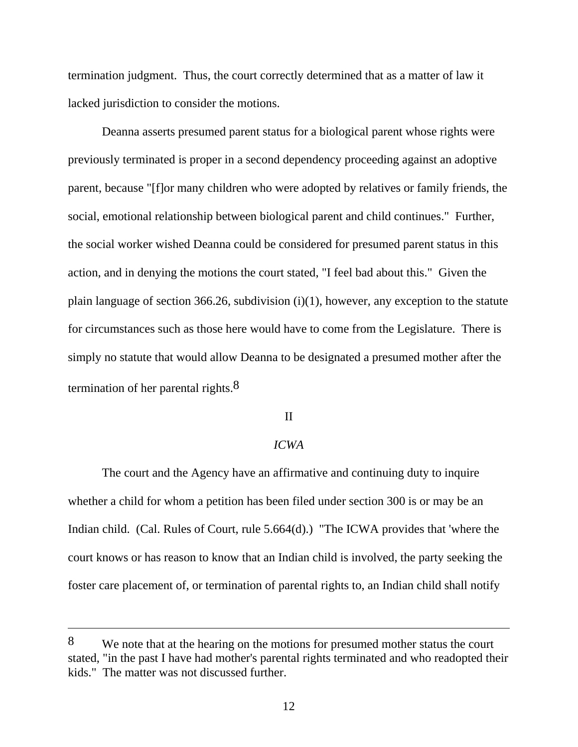termination judgment. Thus, the court correctly determined that as a matter of law it lacked jurisdiction to consider the motions.

Deanna asserts presumed parent status for a biological parent whose rights were previously terminated is proper in a second dependency proceeding against an adoptive parent, because "[f]or many children who were adopted by relatives or family friends, the social, emotional relationship between biological parent and child continues." Further, the social worker wished Deanna could be considered for presumed parent status in this action, and in denying the motions the court stated, "I feel bad about this." Given the plain language of section 366.26, subdivision (i)(1), however, any exception to the statute for circumstances such as those here would have to come from the Legislature. There is simply no statute that would allow Deanna to be designated a presumed mother after the termination of her parental rights.[8]

II

*ICWA*

The court and the Agency have an affirmative and continuing duty to inquire whether a child for whom a petition has been filed under section 300 is or may be an Indian child. (Cal. Rules of Court, rule 5.664(d).) "The ICWA provides that 'where the court knows or has reason to know that an Indian child is involved, the party seeking the foster care placement of, or termination of parental rights to, an Indian child shall notify

---

[8] We note that at the hearing on the motions for presumed mother status the court stated, "in the past I have had mother's parental rights terminated and who readopted their kids." The matter was not discussed further.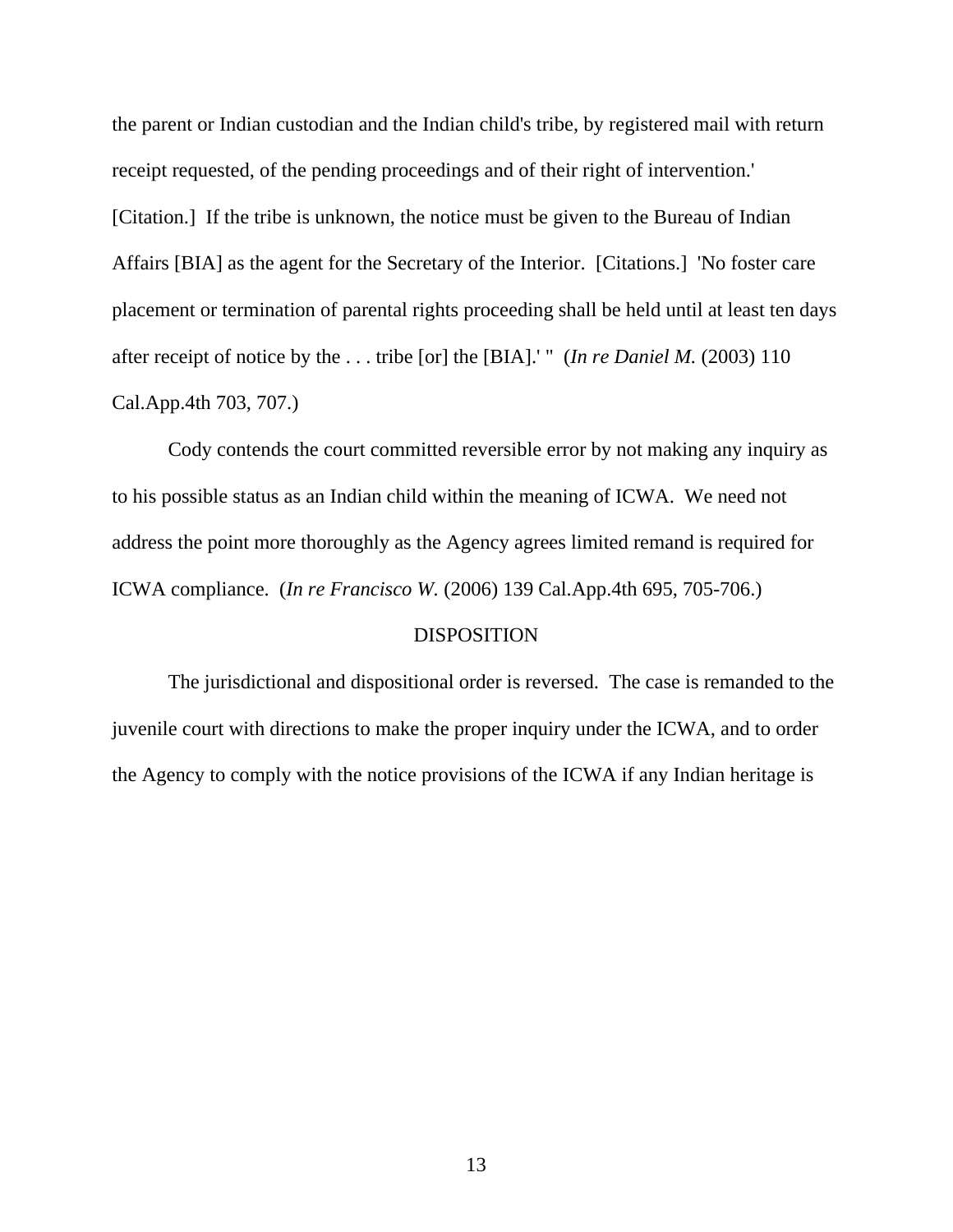the parent or Indian custodian and the Indian child's tribe, by registered mail with return receipt requested, of the pending proceedings and of their right of intervention.' [Citation.] If the tribe is unknown, the notice must be given to the Bureau of Indian Affairs [BIA] as the agent for the Secretary of the Interior. [Citations.] 'No foster care placement or termination of parental rights proceeding shall be held until at least ten days after receipt of notice by the . . . tribe [or] the [BIA].' " (*In re Daniel M.* (2003) 110 Cal.App.4th 703, 707.)

Cody contends the court committed reversible error by not making any inquiry as to his possible status as an Indian child within the meaning of ICWA. We need not address the point more thoroughly as the Agency agrees limited remand is required for ICWA compliance. (*In re Francisco W.* (2006) 139 Cal.App.4th 695, 705-706.)

DISPOSITION

The jurisdictional and dispositional order is reversed. The case is remanded to the juvenile court with directions to make the proper inquiry under the ICWA, and to order the Agency to comply with the notice provisions of the ICWA if any Indian heritage is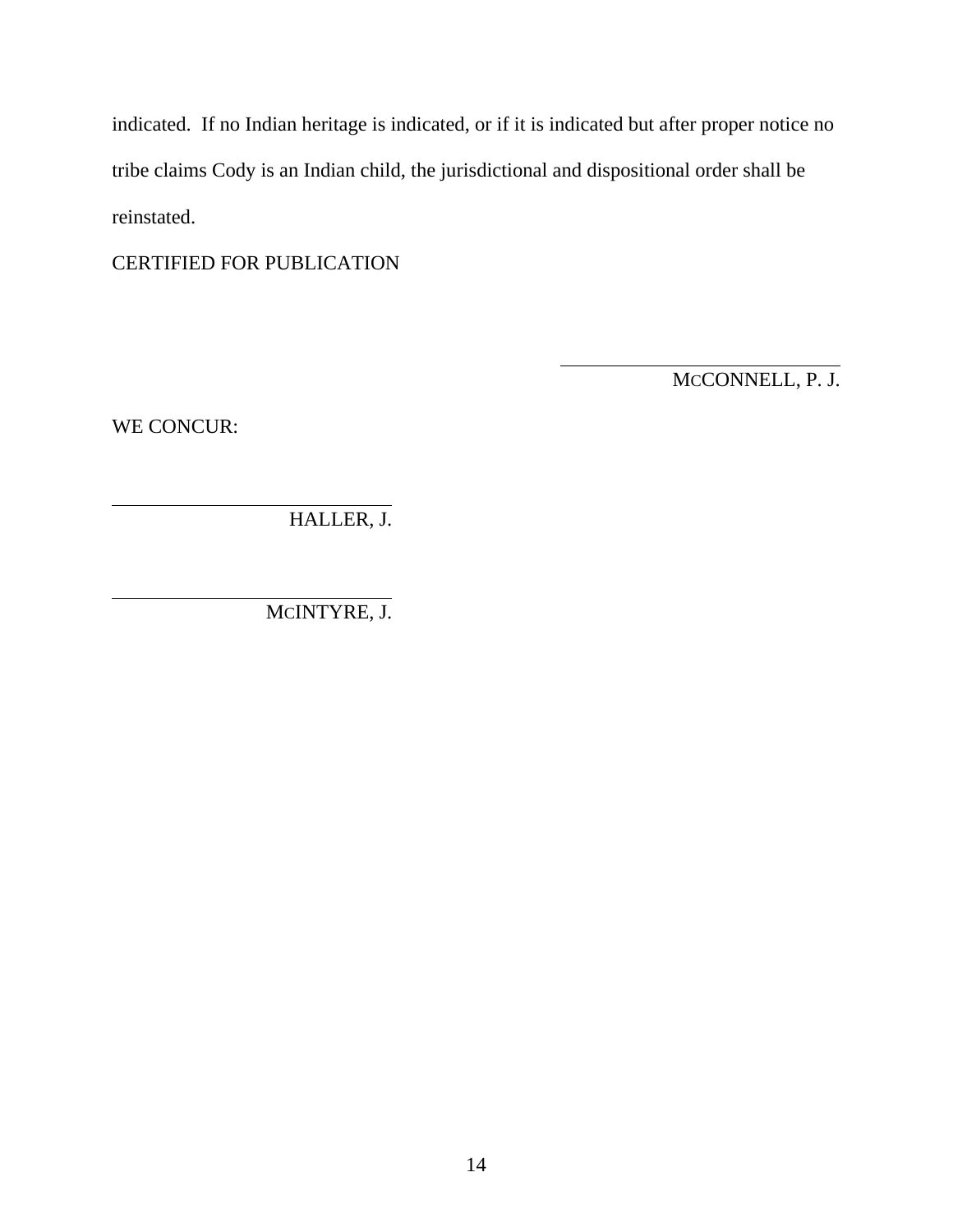indicated. If no Indian heritage is indicated, or if it is indicated but after proper notice no tribe claims Cody is an Indian child, the jurisdictional and dispositional order shall be reinstated.

CERTIFIED FOR PUBLICATION

McCONNELL, P. J.

WE CONCUR:

HALLER, J.

McINTYRE, J.